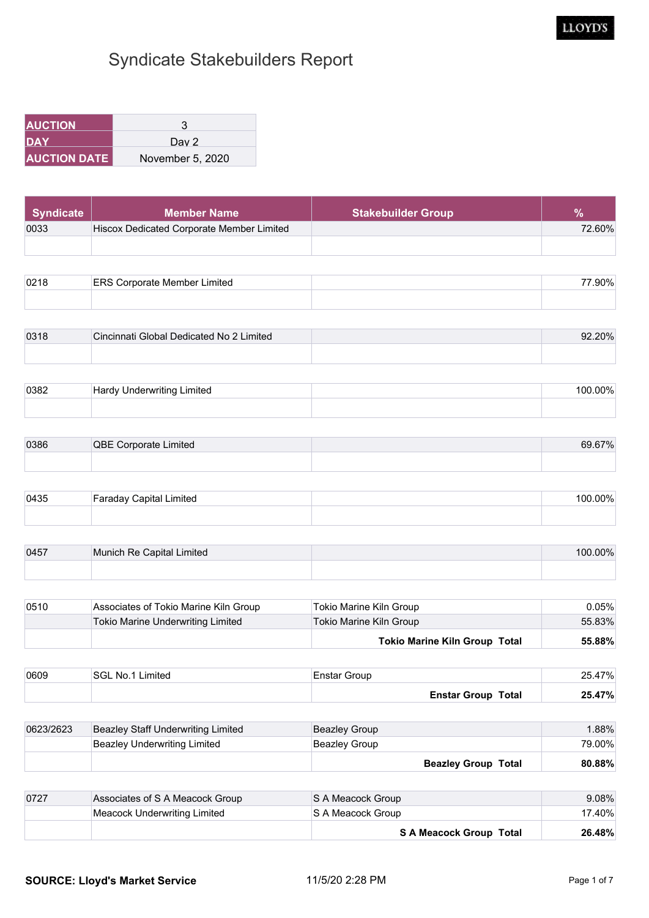# Syndicate Stakebuilders Report

| AUCTION | 3 |
|---|---|
| DAY | Day 2 |
| AUCTION DATE | November 5, 2020 |

| Syndicate | Member Name | Stakebuilder Group | % |
|---|---|---|---|
| 0033 | Hiscox Dedicated Corporate Member Limited | | 72.60% |
| | | | |
| 0218 | ERS Corporate Member Limited | | 77.90% |
| | | | |
| 0318 | Cincinnati Global Dedicated No 2 Limited | | 92.20% |
| | | | |
| 0382 | Hardy Underwriting Limited | | 100.00% |
| | | | |
| 0386 | QBE Corporate Limited | | 69.67% |
| | | | |
| 0435 | Faraday Capital Limited | | 100.00% |
| | | | |
| 0457 | Munich Re Capital Limited | | 100.00% |
| | | | |
| 0510 | Associates of Tokio Marine Kiln Group | Tokio Marine Kiln Group | 0.05% |
| | Tokio Marine Underwriting Limited | Tokio Marine Kiln Group | 55.83% |
| | | **Tokio Marine Kiln Group Total** | **55.88%** |
| 0609 | SGL No.1 Limited | Enstar Group | 25.47% |
| | | **Enstar Group Total** | **25.47%** |
| 0623/2623 | Beazley Staff Underwriting Limited | Beazley Group | 1.88% |
| | Beazley Underwriting Limited | Beazley Group | 79.00% |
| | | **Beazley Group Total** | **80.88%** |
| 0727 | Associates of S A Meacock Group | S A Meacock Group | 9.08% |
| | Meacock Underwriting Limited | S A Meacock Group | 17.40% |
| | | **S A Meacock Group Total** | **26.48%** |

**SOURCE: Lloyd's Market Service** 11/5/20 2:28 PM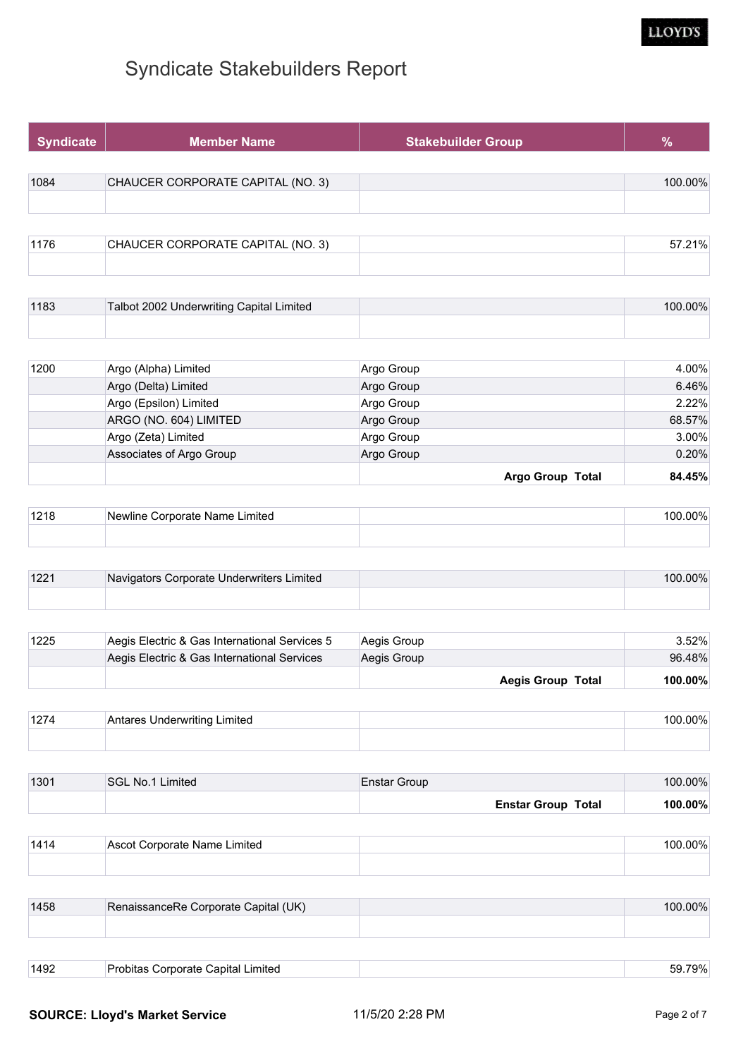# Syndicate Stakebuilders Report

| Syndicate | Member Name | Stakebuilder Group | % |
|---|---|---|---|
| 1084 | CHAUCER CORPORATE CAPITAL (NO. 3) | | 100.00% |
| | | | |
| 1176 | CHAUCER CORPORATE CAPITAL (NO. 3) | | 57.21% |
| | | | |
| 1183 | Talbot 2002 Underwriting Capital Limited | | 100.00% |
| | | | |
| 1200 | Argo (Alpha) Limited | Argo Group | 4.00% |
| | Argo (Delta) Limited | Argo Group | 6.46% |
| | Argo (Epsilon) Limited | Argo Group | 2.22% |
| | ARGO (NO. 604) LIMITED | Argo Group | 68.57% |
| | Argo (Zeta) Limited | Argo Group | 3.00% |
| | Associates of Argo Group | Argo Group | 0.20% |
| | | **Argo Group Total** | **84.45%** |
| 1218 | Newline Corporate Name Limited | | 100.00% |
| | | | |
| 1221 | Navigators Corporate Underwriters Limited | | 100.00% |
| | | | |
| 1225 | Aegis Electric & Gas International Services 5 | Aegis Group | 3.52% |
| | Aegis Electric & Gas International Services | Aegis Group | 96.48% |
| | | **Aegis Group Total** | **100.00%** |
| 1274 | Antares Underwriting Limited | | 100.00% |
| | | | |
| 1301 | SGL No.1 Limited | Enstar Group | 100.00% |
| | | **Enstar Group Total** | **100.00%** |
| 1414 | Ascot Corporate Name Limited | | 100.00% |
| | | | |
| 1458 | RenaissanceRe Corporate Capital (UK) | | 100.00% |
| | | | |
| 1492 | Probitas Corporate Capital Limited | | 59.79% |

**SOURCE: Lloyd's Market Service** 11/5/20 2:28 PM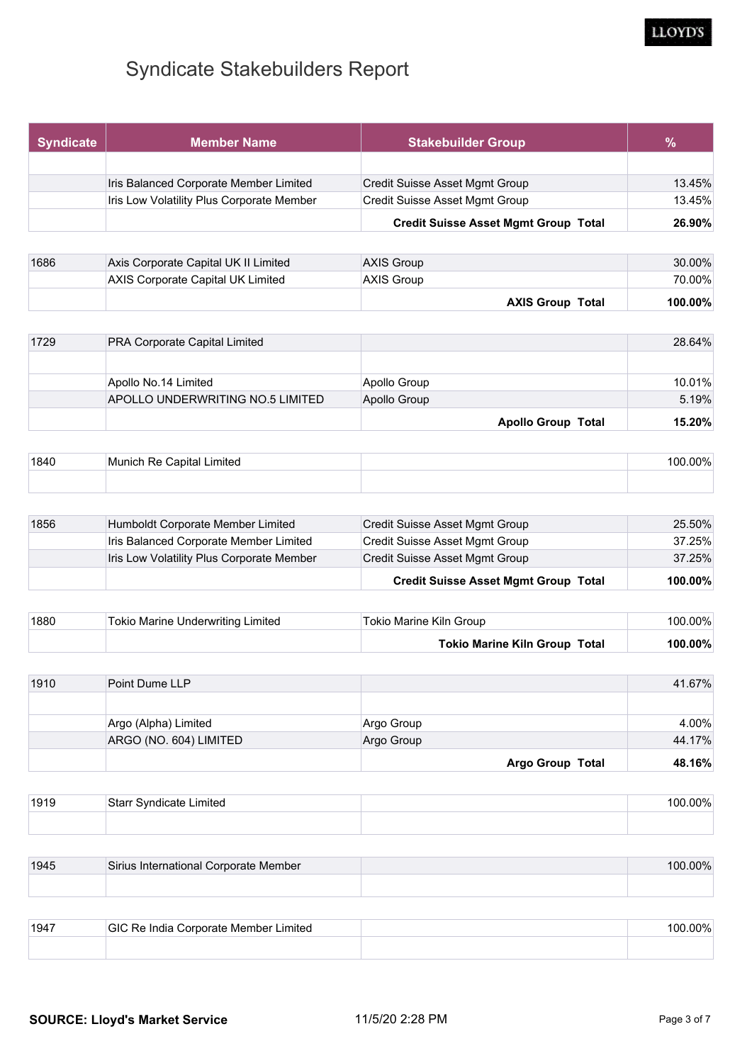# Syndicate Stakebuilders Report

| Syndicate | Member Name | Stakebuilder Group | % |
|---|---|---|---|
| | | | |
| | Iris Balanced Corporate Member Limited | Credit Suisse Asset Mgmt Group | 13.45% |
| | Iris Low Volatility Plus Corporate Member | Credit Suisse Asset Mgmt Group | 13.45% |
| | | **Credit Suisse Asset Mgmt Group Total** | **26.90%** |
| 1686 | Axis Corporate Capital UK II Limited | AXIS Group | 30.00% |
| | AXIS Corporate Capital UK Limited | AXIS Group | 70.00% |
| | | **AXIS Group Total** | **100.00%** |
| 1729 | PRA Corporate Capital Limited | | 28.64% |
| | | | |
| | Apollo No.14 Limited | Apollo Group | 10.01% |
| | APOLLO UNDERWRITING NO.5 LIMITED | Apollo Group | 5.19% |
| | | **Apollo Group Total** | **15.20%** |
| 1840 | Munich Re Capital Limited | | 100.00% |
| | | | |
| 1856 | Humboldt Corporate Member Limited | Credit Suisse Asset Mgmt Group | 25.50% |
| | Iris Balanced Corporate Member Limited | Credit Suisse Asset Mgmt Group | 37.25% |
| | Iris Low Volatility Plus Corporate Member | Credit Suisse Asset Mgmt Group | 37.25% |
| | | **Credit Suisse Asset Mgmt Group Total** | **100.00%** |
| 1880 | Tokio Marine Underwriting Limited | Tokio Marine Kiln Group | 100.00% |
| | | **Tokio Marine Kiln Group Total** | **100.00%** |
| 1910 | Point Dume LLP | | 41.67% |
| | | | |
| | Argo (Alpha) Limited | Argo Group | 4.00% |
| | ARGO (NO. 604) LIMITED | Argo Group | 44.17% |
| | | **Argo Group Total** | **48.16%** |
| 1919 | Starr Syndicate Limited | | 100.00% |
| | | | |
| 1945 | Sirius International Corporate Member | | 100.00% |
| | | | |
| 1947 | GIC Re India Corporate Member Limited | | 100.00% |
| | | | |

**SOURCE: Lloyd's Market Service** 11/5/20 2:28 PM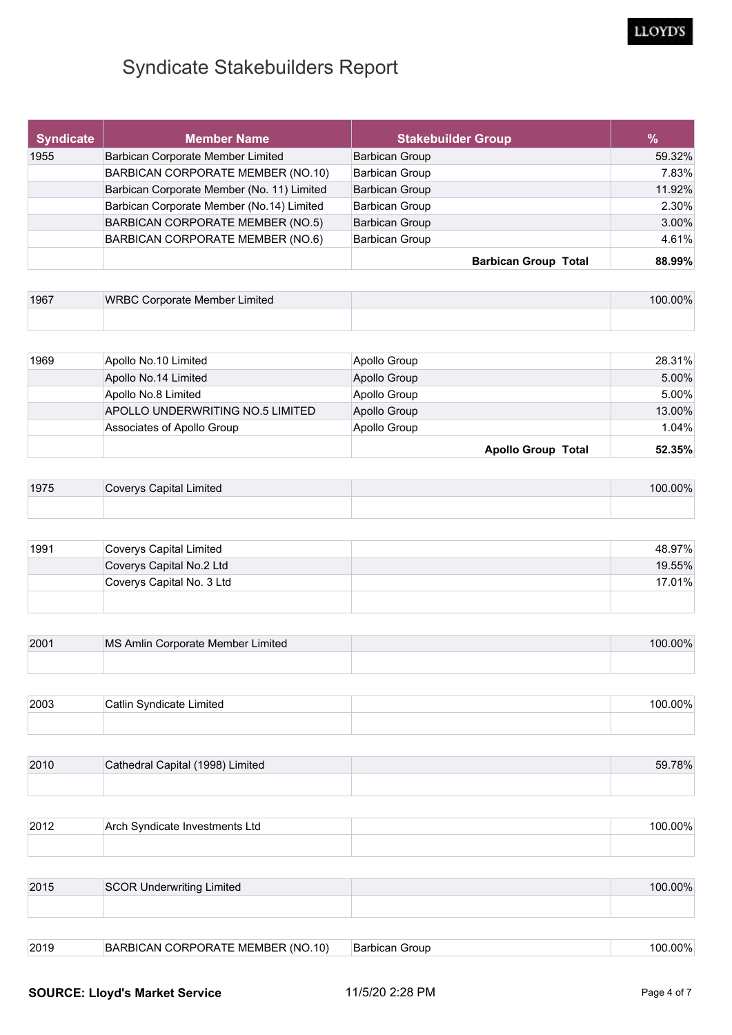# Syndicate Stakebuilders Report

| Syndicate | Member Name | Stakebuilder Group | % |
|---|---|---|---|
| 1955 | Barbican Corporate Member Limited | Barbican Group | 59.32% |
| | BARBICAN CORPORATE MEMBER (NO.10) | Barbican Group | 7.83% |
| | Barbican Corporate Member (No. 11) Limited | Barbican Group | 11.92% |
| | Barbican Corporate Member (No.14) Limited | Barbican Group | 2.30% |
| | BARBICAN CORPORATE MEMBER (NO.5) | Barbican Group | 3.00% |
| | BARBICAN CORPORATE MEMBER (NO.6) | Barbican Group | 4.61% |
| | | **Barbican Group Total** | **88.99%** |
| 1967 | WRBC Corporate Member Limited | | 100.00% |
| 1969 | Apollo No.10 Limited | Apollo Group | 28.31% |
| | Apollo No.14 Limited | Apollo Group | 5.00% |
| | Apollo No.8 Limited | Apollo Group | 5.00% |
| | APOLLO UNDERWRITING NO.5 LIMITED | Apollo Group | 13.00% |
| | Associates of Apollo Group | Apollo Group | 1.04% |
| | | **Apollo Group Total** | **52.35%** |
| 1975 | Coverys Capital Limited | | 100.00% |
| 1991 | Coverys Capital Limited | | 48.97% |
| | Coverys Capital No.2 Ltd | | 19.55% |
| | Coverys Capital No. 3 Ltd | | 17.01% |
| 2001 | MS Amlin Corporate Member Limited | | 100.00% |
| 2003 | Catlin Syndicate Limited | | 100.00% |
| 2010 | Cathedral Capital (1998) Limited | | 59.78% |
| 2012 | Arch Syndicate Investments Ltd | | 100.00% |
| 2015 | SCOR Underwriting Limited | | 100.00% |
| 2019 | BARBICAN CORPORATE MEMBER (NO.10) | Barbican Group | 100.00% |

**SOURCE: Lloyd's Market Service** 11/5/20 2:28 PM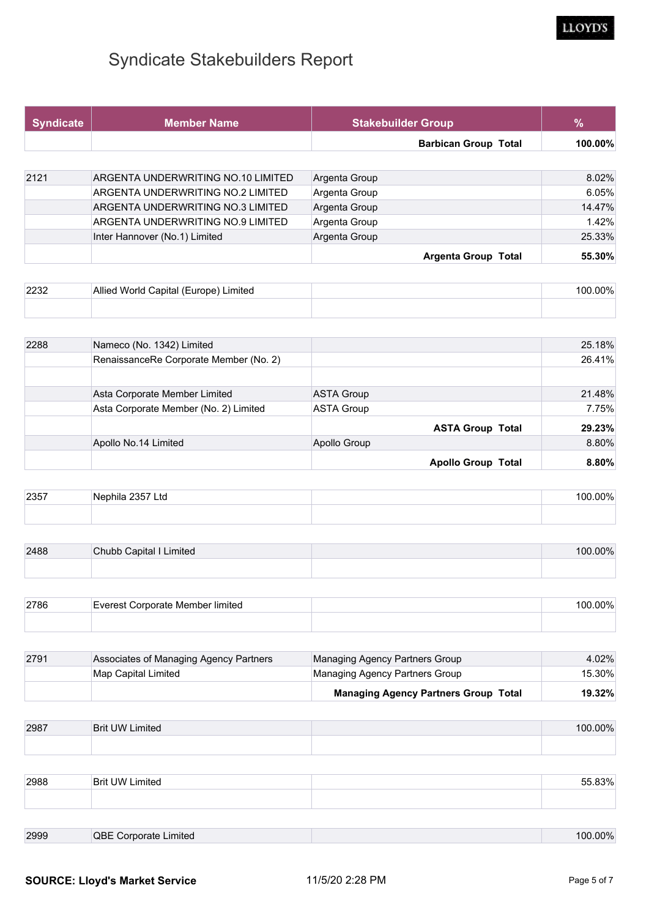# Syndicate Stakebuilders Report

| Syndicate | Member Name | Stakebuilder Group | % |
|---|---|---|---|
| | | **Barbican Group Total** | **100.00%** |
| 2121 | ARGENTA UNDERWRITING NO.10 LIMITED | Argenta Group | 8.02% |
| | ARGENTA UNDERWRITING NO.2 LIMITED | Argenta Group | 6.05% |
| | ARGENTA UNDERWRITING NO.3 LIMITED | Argenta Group | 14.47% |
| | ARGENTA UNDERWRITING NO.9 LIMITED | Argenta Group | 1.42% |
| | Inter Hannover (No.1) Limited | Argenta Group | 25.33% |
| | | **Argenta Group Total** | **55.30%** |
| 2232 | Allied World Capital (Europe) Limited | | 100.00% |
| 2288 | Nameco (No. 1342) Limited | | 25.18% |
| | RenaissanceRe Corporate Member (No. 2) | | 26.41% |
| | Asta Corporate Member Limited | ASTA Group | 21.48% |
| | Asta Corporate Member (No. 2) Limited | ASTA Group | 7.75% |
| | | **ASTA Group Total** | **29.23%** |
| | Apollo No.14 Limited | Apollo Group | 8.80% |
| | | **Apollo Group Total** | **8.80%** |
| 2357 | Nephila 2357 Ltd | | 100.00% |
| 2488 | Chubb Capital I Limited | | 100.00% |
| 2786 | Everest Corporate Member limited | | 100.00% |
| 2791 | Associates of Managing Agency Partners | Managing Agency Partners Group | 4.02% |
| | Map Capital Limited | Managing Agency Partners Group | 15.30% |
| | | **Managing Agency Partners Group Total** | **19.32%** |
| 2987 | Brit UW Limited | | 100.00% |
| 2988 | Brit UW Limited | | 55.83% |
| 2999 | QBE Corporate Limited | | 100.00% |

**SOURCE: Lloyd's Market Service** 11/5/20 2:28 PM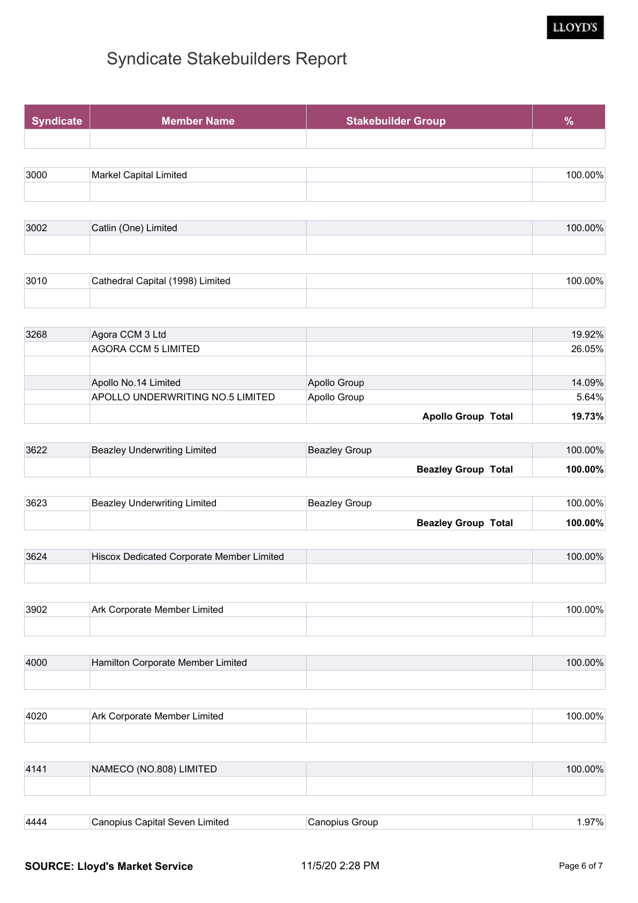# Syndicate Stakebuilders Report

| Syndicate | Member Name | Stakebuilder Group | % |
|---|---|---|---|
| 3000 | Markel Capital Limited | | 100.00% |
| 3002 | Catlin (One) Limited | | 100.00% |
| 3010 | Cathedral Capital (1998) Limited | | 100.00% |
| 3268 | Agora CCM 3 Ltd | | 19.92% |
| | AGORA CCM 5 LIMITED | | 26.05% |
| | Apollo No.14 Limited | Apollo Group | 14.09% |
| | APOLLO UNDERWRITING NO.5 LIMITED | Apollo Group | 5.64% |
| | | **Apollo Group Total** | **19.73%** |
| 3622 | Beazley Underwriting Limited | Beazley Group | 100.00% |
| | | **Beazley Group Total** | **100.00%** |
| 3623 | Beazley Underwriting Limited | Beazley Group | 100.00% |
| | | **Beazley Group Total** | **100.00%** |
| 3624 | Hiscox Dedicated Corporate Member Limited | | 100.00% |
| 3902 | Ark Corporate Member Limited | | 100.00% |
| 4000 | Hamilton Corporate Member Limited | | 100.00% |
| 4020 | Ark Corporate Member Limited | | 100.00% |
| 4141 | NAMECO (NO.808) LIMITED | | 100.00% |
| 4444 | Canopius Capital Seven Limited | Canopius Group | 1.97% |

**SOURCE: Lloyd's Market Service** 11/5/20 2:28 PM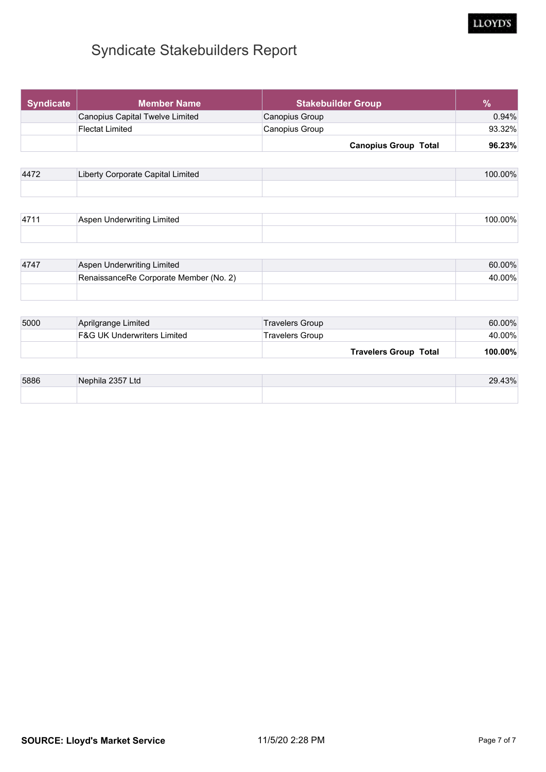# Syndicate Stakebuilders Report

| Syndicate | Member Name | Stakebuilder Group | % |
|---|---|---|---|
| | Canopius Capital Twelve Limited | Canopius Group | 0.94% |
| | Flectat Limited | Canopius Group | 93.32% |
| | | **Canopius Group Total** | **96.23%** |
| 4472 | Liberty Corporate Capital Limited | | 100.00% |
| | | | |
| 4711 | Aspen Underwriting Limited | | 100.00% |
| | | | |
| 4747 | Aspen Underwriting Limited | | 60.00% |
| | RenaissanceRe Corporate Member (No. 2) | | 40.00% |
| | | | |
| 5000 | Aprilgrange Limited | Travelers Group | 60.00% |
| | F&G UK Underwriters Limited | Travelers Group | 40.00% |
| | | **Travelers Group Total** | **100.00%** |
| 5886 | Nephila 2357 Ltd | | 29.43% |
| | | | |

**SOURCE: Lloyd's Market Service** 11/5/20 2:28 PM